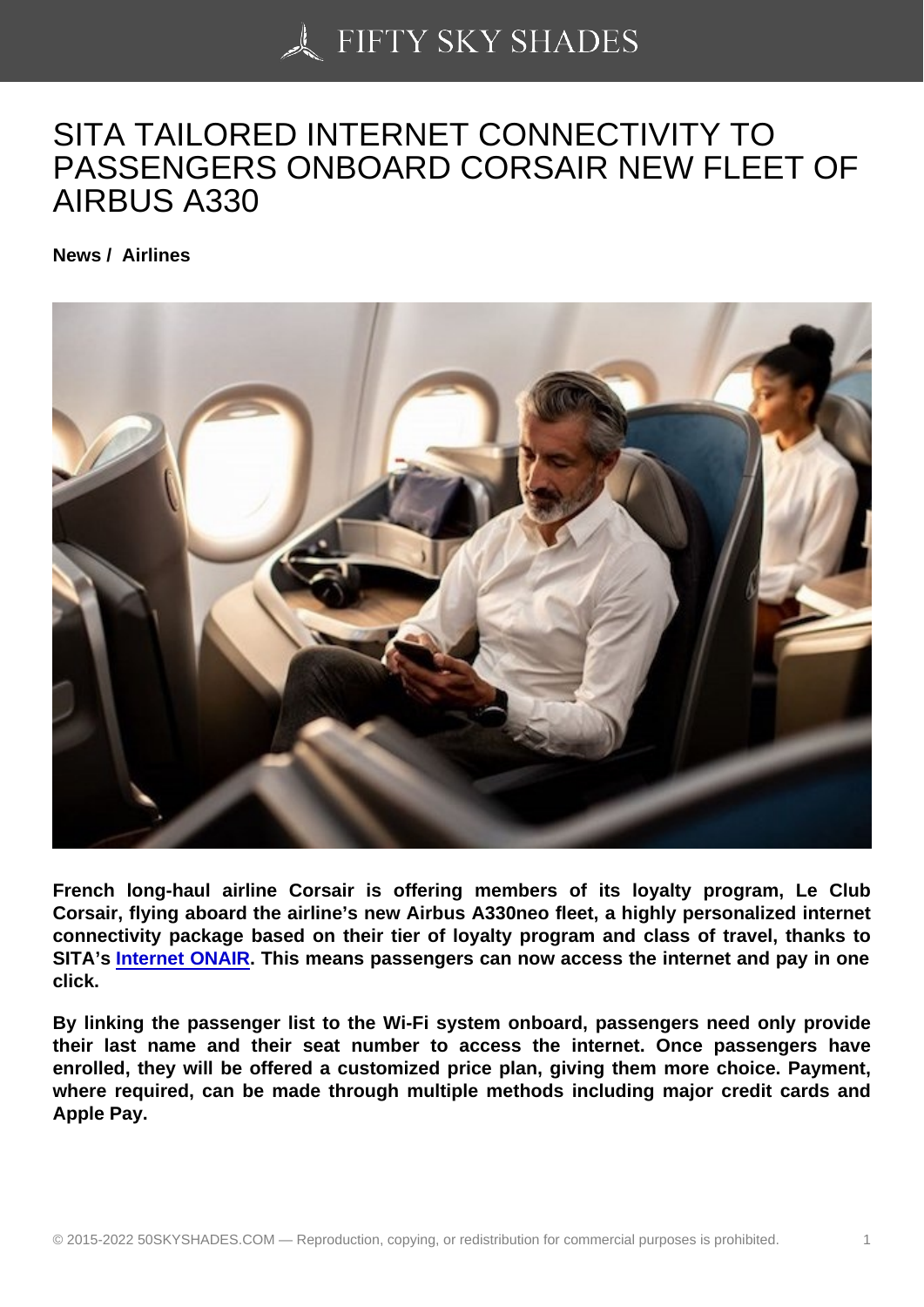# SITA TAILORED INTERNET CONNECTIVITY TO PASSENGERS ONBOARD CORSAIR NEW FLEET OF AIRBUS A330

**News / Airlines**

**French long-haul airline Corsair is offering members of its loyalty program, Le Club Corsair, flying aboard the airline's new Airbus A330neo fleet, a highly personalized internet connectivity package based on their tier of loyalty program and class of travel, thanks to SITA's [Internet ONAIR](). This means passengers can now access the internet and pay in one click.**

**By linking the passenger list to the Wi-Fi system onboard, passengers need only provide their last name and their seat number to access the internet. Once passengers have enrolled, they will be offered a customized price plan, giving them more choice. Payment, where required, can be made through multiple methods including major credit cards and Apple Pay.**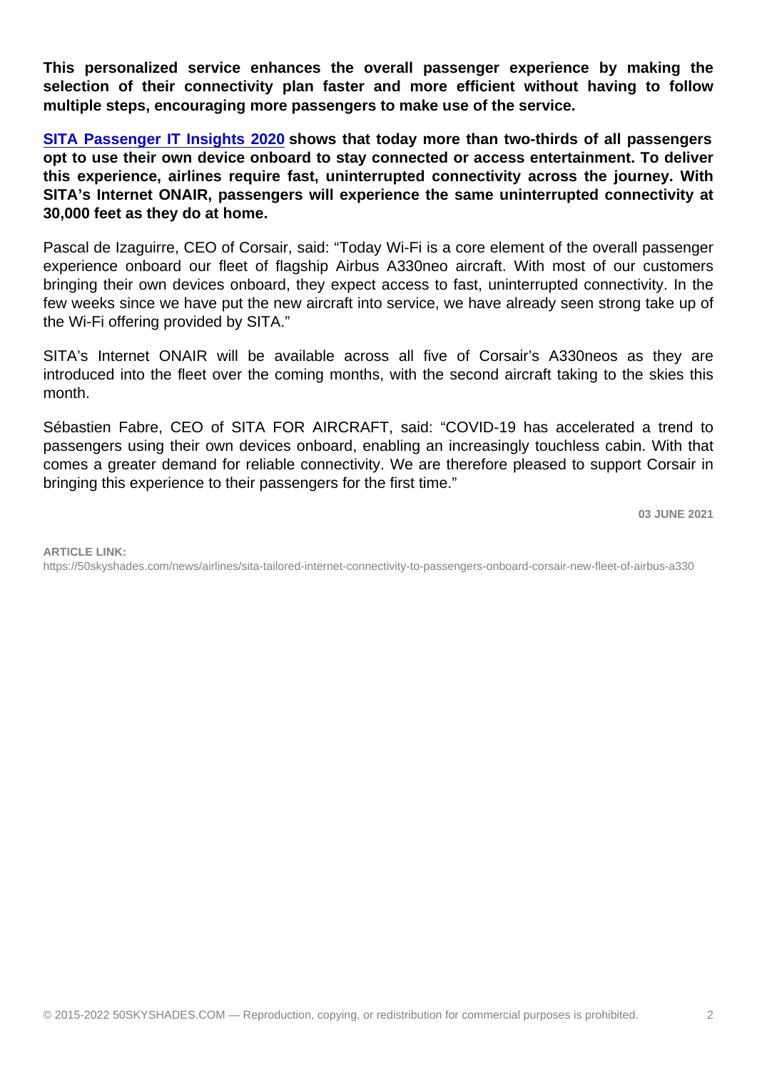**This personalized service enhances the overall passenger experience by making the selection of their connectivity plan faster and more efficient without having to follow multiple steps, encouraging more passengers to make use of the service.**

**SITA Passenger IT Insights 2020 shows that today more than two-thirds of all passengers opt to use their own device onboard to stay connected or access entertainment. To deliver this experience, airlines require fast, uninterrupted connectivity across the journey. With SITA's Internet ONAIR, passengers will experience the same uninterrupted connectivity at 30,000 feet as they do at home.**

Pascal de Izaguirre, CEO of Corsair, said: "Today Wi-Fi is a core element of the overall passenger experience onboard our fleet of flagship Airbus A330neo aircraft. With most of our customers bringing their own devices onboard, they expect access to fast, uninterrupted connectivity. In the few weeks since we have put the new aircraft into service, we have already seen strong take up of the Wi-Fi offering provided by SITA."

SITA's Internet ONAIR will be available across all five of Corsair's A330neos as they are introduced into the fleet over the coming months, with the second aircraft taking to the skies this month.

Sébastien Fabre, CEO of SITA FOR AIRCRAFT, said: "COVID-19 has accelerated a trend to passengers using their own devices onboard, enabling an increasingly touchless cabin. With that comes a greater demand for reliable connectivity. We are therefore pleased to support Corsair in bringing this experience to their passengers for the first time."

**03 JUNE 2021**

**ARTICLE LINK:**
https://50skyshades.com/news/airlines/sita-tailored-internet-connectivity-to-passengers-onboard-corsair-new-fleet-of-airbus-a330